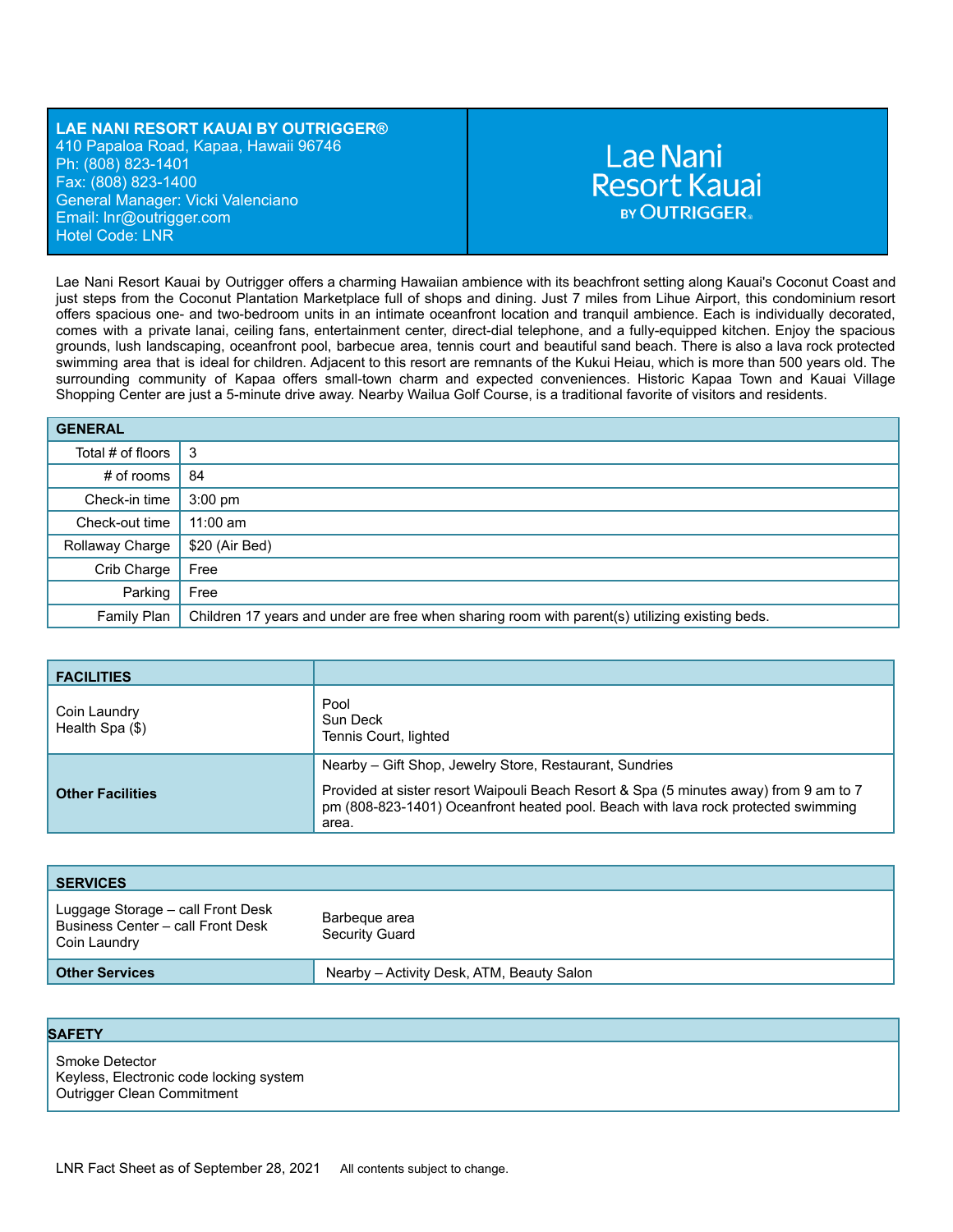**LAE NANI RESORT KAUAI BY OUTRIGGER®**
410 Papaloa Road, Kapaa, Hawaii 96746
Ph: (808) 823-1401
Fax: (808) 823-1400
General Manager: Vicki Valenciano
Email: lnr@outrigger.com
Hotel Code: LNR

Lae Nani Resort Kauai BY OUTRIGGER®

Lae Nani Resort Kauai by Outrigger offers a charming Hawaiian ambience with its beachfront setting along Kauai's Coconut Coast and just steps from the Coconut Plantation Marketplace full of shops and dining. Just 7 miles from Lihue Airport, this condominium resort offers spacious one- and two-bedroom units in an intimate oceanfront location and tranquil ambience. Each is individually decorated, comes with a private lanai, ceiling fans, entertainment center, direct-dial telephone, and a fully-equipped kitchen. Enjoy the spacious grounds, lush landscaping, oceanfront pool, barbecue area, tennis court and beautiful sand beach. There is also a lava rock protected swimming area that is ideal for children. Adjacent to this resort are remnants of the Kukui Heiau, which is more than 500 years old. The surrounding community of Kapaa offers small-town charm and expected conveniences. Historic Kapaa Town and Kauai Village Shopping Center are just a 5-minute drive away. Nearby Wailua Golf Course, is a traditional favorite of visitors and residents.

| GENERAL | |
|---|---|
| Total # of floors | 3 |
| # of rooms | 84 |
| Check-in time | 3:00 pm |
| Check-out time | 11:00 am |
| Rollaway Charge | $20 (Air Bed) |
| Crib Charge | Free |
| Parking | Free |
| Family Plan | Children 17 years and under are free when sharing room with parent(s) utilizing existing beds. |

| FACILITIES | |
|---|---|
| Coin Laundry<br>Health Spa ($) | Pool<br>Sun Deck<br>Tennis Court, lighted |
| **Other Facilities** | Nearby – Gift Shop, Jewelry Store, Restaurant, Sundries<br><br>Provided at sister resort Waipouli Beach Resort & Spa (5 minutes away) from 9 am to 7 pm (808-823-1401) Oceanfront heated pool. Beach with lava rock protected swimming area. |

| SERVICES | |
|---|---|
| Luggage Storage – call Front Desk<br>Business Center – call Front Desk<br>Coin Laundry | Barbeque area<br>Security Guard |
| **Other Services** | Nearby – Activity Desk, ATM, Beauty Salon |

| SAFETY |
|---|
| Smoke Detector<br>Keyless, Electronic code locking system<br>Outrigger Clean Commitment |

LNR Fact Sheet as of September 28, 2021    All contents subject to change.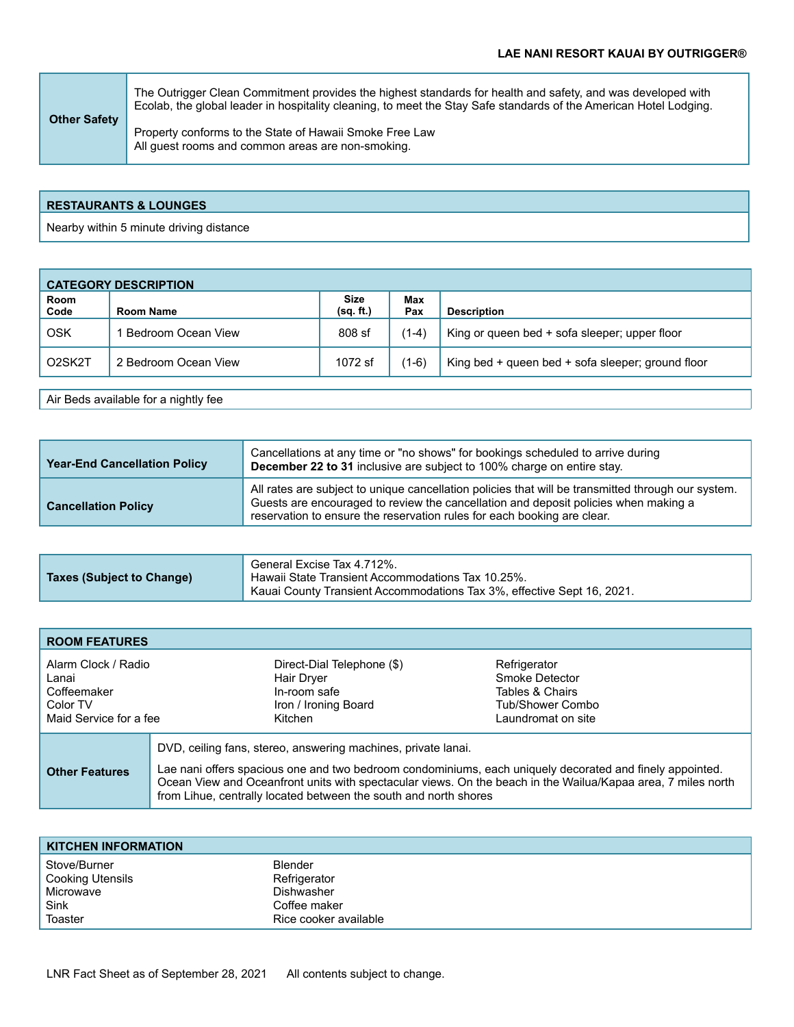| **Other Safety** | The Outrigger Clean Commitment provides the highest standards for health and safety, and was developed with Ecolab, the global leader in hospitality cleaning, to meet the Stay Safe standards of the American Hotel Lodging.<br><br>Property conforms to the State of Hawaii Smoke Free Law<br>All guest rooms and common areas are non-smoking. |
|---|---|

## RESTAURANTS & LOUNGES

Nearby within 5 minute driving distance

## CATEGORY DESCRIPTION

| Room Code | Room Name | Size (sq. ft.) | Max Pax | Description |
|---|---|---|---|---|
| OSK | 1 Bedroom Ocean View | 808 sf | (1-4) | King or queen bed + sofa sleeper; upper floor |
| O2SK2T | 2 Bedroom Ocean View | 1072 sf | (1-6) | King bed + queen bed + sofa sleeper; ground floor |

Air Beds available for a nightly fee

| | |
|---|---|
| **Year-End Cancellation Policy** | Cancellations at any time or "no shows" for bookings scheduled to arrive during **December 22 to 31** inclusive are subject to 100% charge on entire stay. |
| **Cancellation Policy** | All rates are subject to unique cancellation policies that will be transmitted through our system. Guests are encouraged to review the cancellation and deposit policies when making a reservation to ensure the reservation rules for each booking are clear. |

| **Taxes (Subject to Change)** | General Excise Tax 4.712%.<br>Hawaii State Transient Accommodations Tax 10.25%.<br>Kauai County Transient Accommodations Tax 3%, effective Sept 16, 2021. |
|---|---|

## ROOM FEATURES

| | | |
|---|---|---|
| Alarm Clock / Radio | Direct-Dial Telephone ($) | Refrigerator |
| Lanai | Hair Dryer | Smoke Detector |
| Coffeemaker | In-room safe | Tables & Chairs |
| Color TV | Iron / Ironing Board | Tub/Shower Combo |
| Maid Service for a fee | Kitchen | Laundromat on site |

| **Other Features** | DVD, ceiling fans, stereo, answering machines, private lanai.<br><br>Lae nani offers spacious one and two bedroom condominiums, each uniquely decorated and finely appointed. Ocean View and Oceanfront units with spectacular views. On the beach in the Wailua/Kapaa area, 7 miles north from Lihue, centrally located between the south and north shores |
|---|---|

## KITCHEN INFORMATION

| | |
|---|---|
| Stove/Burner | Blender |
| Cooking Utensils | Refrigerator |
| Microwave | Dishwasher |
| Sink | Coffee maker |
| Toaster | Rice cooker available |

LNR Fact Sheet as of September 28, 2021 All contents subject to change.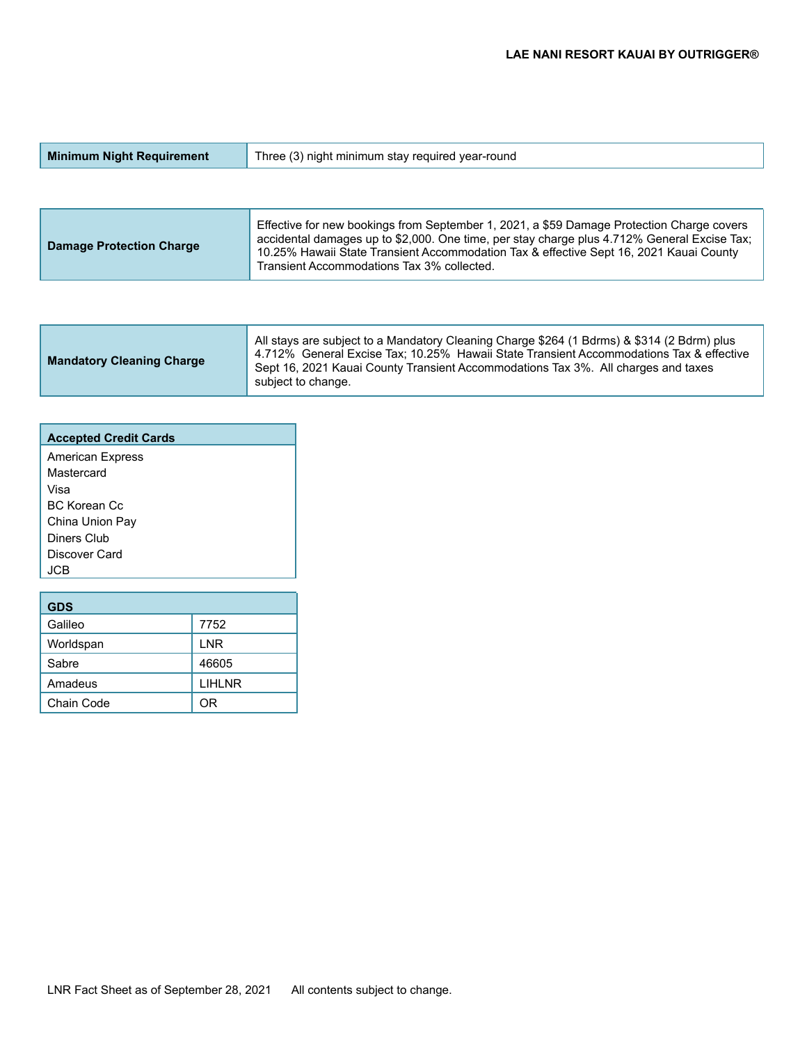| Minimum Night Requirement | Three (3) night minimum stay required year-round |
|---|---|

| Damage Protection Charge | Effective for new bookings from September 1, 2021, a $59 Damage Protection Charge covers accidental damages up to $2,000. One time, per stay charge plus 4.712% General Excise Tax; 10.25% Hawaii State Transient Accommodation Tax & effective Sept 16, 2021 Kauai County Transient Accommodations Tax 3% collected. |
|---|---|

| Mandatory Cleaning Charge | All stays are subject to a Mandatory Cleaning Charge $264 (1 Bdrms) & $314 (2 Bdrm) plus 4.712% General Excise Tax; 10.25% Hawaii State Transient Accommodations Tax & effective Sept 16, 2021 Kauai County Transient Accommodations Tax 3%. All charges and taxes subject to change. |
|---|---|

| Accepted Credit Cards |
|---|
| American Express |
| Mastercard |
| Visa |
| BC Korean Cc |
| China Union Pay |
| Diners Club |
| Discover Card |
| JCB |

| GDS | |
|---|---|
| Galileo | 7752 |
| Worldspan | LNR |
| Sabre | 46605 |
| Amadeus | LIHLNR |
| Chain Code | OR |

LNR Fact Sheet as of September 28, 2021 All contents subject to change.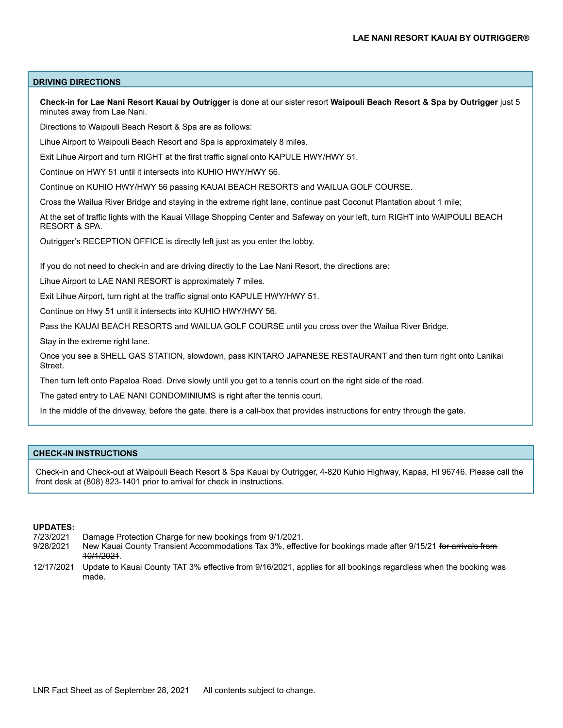## DRIVING DIRECTIONS

**Check-in for Lae Nani Resort Kauai by Outrigger** is done at our sister resort **Waipouli Beach Resort & Spa by Outrigger** just 5 minutes away from Lae Nani.

Directions to Waipouli Beach Resort & Spa are as follows:

Lihue Airport to Waipouli Beach Resort and Spa is approximately 8 miles.

Exit Lihue Airport and turn RIGHT at the first traffic signal onto KAPULE HWY/HWY 51.

Continue on HWY 51 until it intersects into KUHIO HWY/HWY 56.

Continue on KUHIO HWY/HWY 56 passing KAUAI BEACH RESORTS and WAILUA GOLF COURSE.

Cross the Wailua River Bridge and staying in the extreme right lane, continue past Coconut Plantation about 1 mile;

At the set of traffic lights with the Kauai Village Shopping Center and Safeway on your left, turn RIGHT into WAIPOULI BEACH RESORT & SPA.

Outrigger's RECEPTION OFFICE is directly left just as you enter the lobby.

If you do not need to check-in and are driving directly to the Lae Nani Resort, the directions are:

Lihue Airport to LAE NANI RESORT is approximately 7 miles.

Exit Lihue Airport, turn right at the traffic signal onto KAPULE HWY/HWY 51.

Continue on Hwy 51 until it intersects into KUHIO HWY/HWY 56.

Pass the KAUAI BEACH RESORTS and WAILUA GOLF COURSE until you cross over the Wailua River Bridge.

Stay in the extreme right lane.

Once you see a SHELL GAS STATION, slowdown, pass KINTARO JAPANESE RESTAURANT and then turn right onto Lanikai Street.

Then turn left onto Papaloa Road. Drive slowly until you get to a tennis court on the right side of the road.

The gated entry to LAE NANI CONDOMINIUMS is right after the tennis court.

In the middle of the driveway, before the gate, there is a call-box that provides instructions for entry through the gate.

## CHECK-IN INSTRUCTIONS

Check-in and Check-out at Waipouli Beach Resort & Spa Kauai by Outrigger, 4-820 Kuhio Highway, Kapaa, HI 96746. Please call the front desk at (808) 823-1401 prior to arrival for check in instructions.

**UPDATES:**

| | |
|---|---|
| 7/23/2021 | Damage Protection Charge for new bookings from 9/1/2021. |
| 9/28/2021 | New Kauai County Transient Accommodations Tax 3%, effective for bookings made after 9/15/21 ~~for arrivals from 10/1/2021~~. |
| 12/17/2021 | Update to Kauai County TAT 3% effective from 9/16/2021, applies for all bookings regardless when the booking was made. |

LNR Fact Sheet as of September 28, 2021 All contents subject to change.